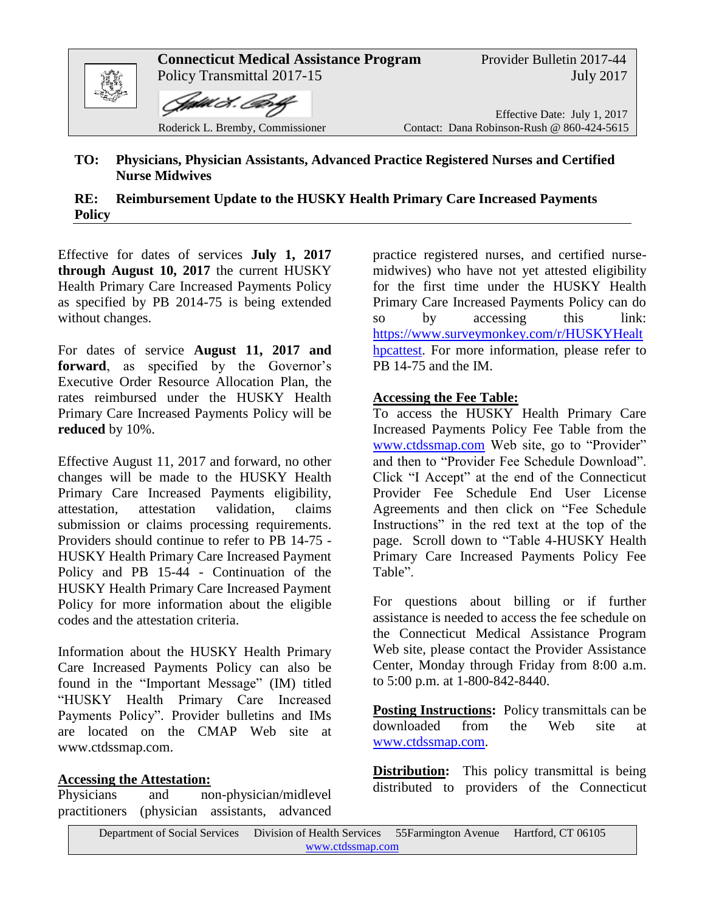**Connecticut Medical Assistance Program**
Policy Transmittal 2017-15

Provider Bulletin 2017-44
July 2017

Roderick L. Bremby, Commissioner

Effective Date: July 1, 2017
Contact: Dana Robinson-Rush @ 860-424-5615

**TO: Physicians, Physician Assistants, Advanced Practice Registered Nurses and Certified Nurse Midwives**

**RE: Reimbursement Update to the HUSKY Health Primary Care Increased Payments Policy**

---

Effective for dates of services **July 1, 2017 through August 10, 2017** the current HUSKY Health Primary Care Increased Payments Policy as specified by PB 2014-75 is being extended without changes.

For dates of service **August 11, 2017 and forward**, as specified by the Governor's Executive Order Resource Allocation Plan, the rates reimbursed under the HUSKY Health Primary Care Increased Payments Policy will be **reduced** by 10%.

Effective August 11, 2017 and forward, no other changes will be made to the HUSKY Health Primary Care Increased Payments eligibility, attestation, attestation validation, claims submission or claims processing requirements. Providers should continue to refer to PB 14-75 - HUSKY Health Primary Care Increased Payment Policy and PB 15-44 - Continuation of the HUSKY Health Primary Care Increased Payment Policy for more information about the eligible codes and the attestation criteria.

Information about the HUSKY Health Primary Care Increased Payments Policy can also be found in the "Important Message" (IM) titled "HUSKY Health Primary Care Increased Payments Policy". Provider bulletins and IMs are located on the CMAP Web site at www.ctdssmap.com.

**Accessing the Attestation:**
Physicians and non-physician/midlevel practitioners (physician assistants, advanced practice registered nurses, and certified nurse-midwives) who have not yet attested eligibility for the first time under the HUSKY Health Primary Care Increased Payments Policy can do so by accessing this link: https://www.surveymonkey.com/r/HUSKYHealthpcattest. For more information, please refer to PB 14-75 and the IM.

**Accessing the Fee Table:**
To access the HUSKY Health Primary Care Increased Payments Policy Fee Table from the www.ctdssmap.com Web site, go to "Provider" and then to "Provider Fee Schedule Download". Click "I Accept" at the end of the Connecticut Provider Fee Schedule End User License Agreements and then click on "Fee Schedule Instructions" in the red text at the top of the page. Scroll down to "Table 4-HUSKY Health Primary Care Increased Payments Policy Fee Table".

For questions about billing or if further assistance is needed to access the fee schedule on the Connecticut Medical Assistance Program Web site, please contact the Provider Assistance Center, Monday through Friday from 8:00 a.m. to 5:00 p.m. at 1-800-842-8440.

**Posting Instructions:** Policy transmittals can be downloaded from the Web site at www.ctdssmap.com.

**Distribution:** This policy transmittal is being distributed to providers of the Connecticut

Department of Social Services Division of Health Services 55Farmington Avenue Hartford, CT 06105
www.ctdssmap.com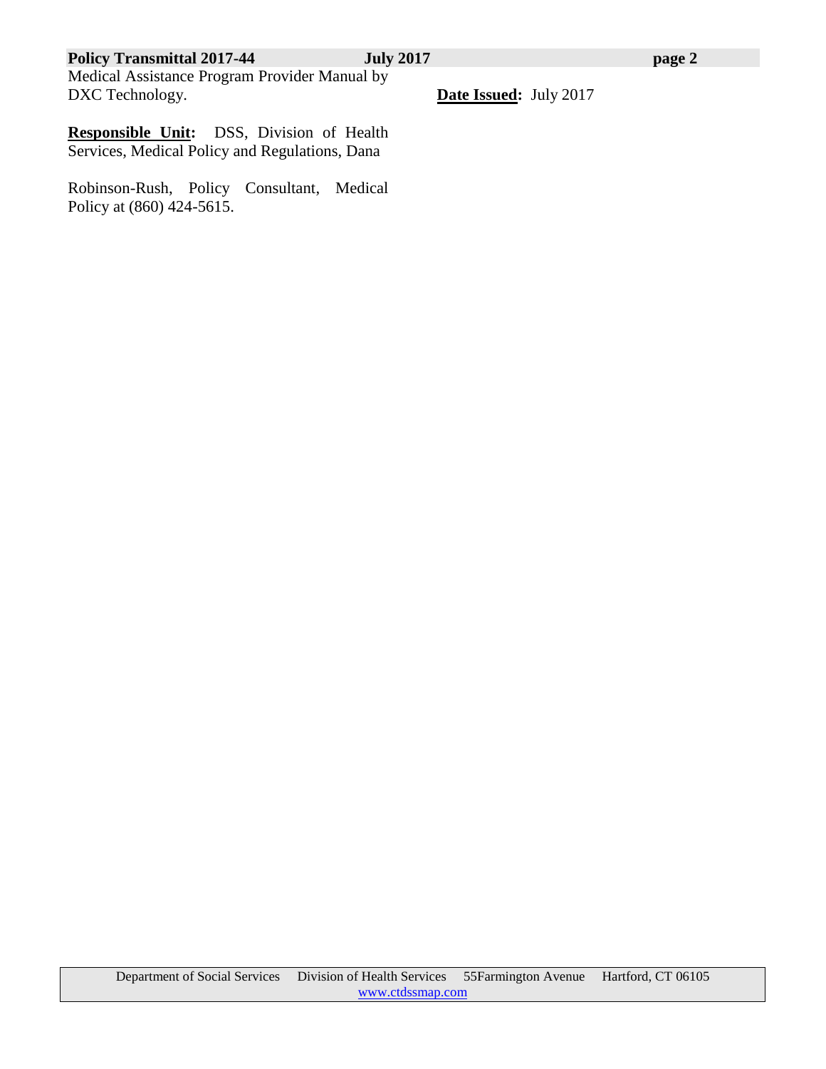Medical Assistance Program Provider Manual by DXC Technology.

**Responsible Unit:** DSS, Division of Health Services, Medical Policy and Regulations, Dana Robinson-Rush, Policy Consultant, Medical Policy at (860) 424-5615.

**Date Issued:** July 2017